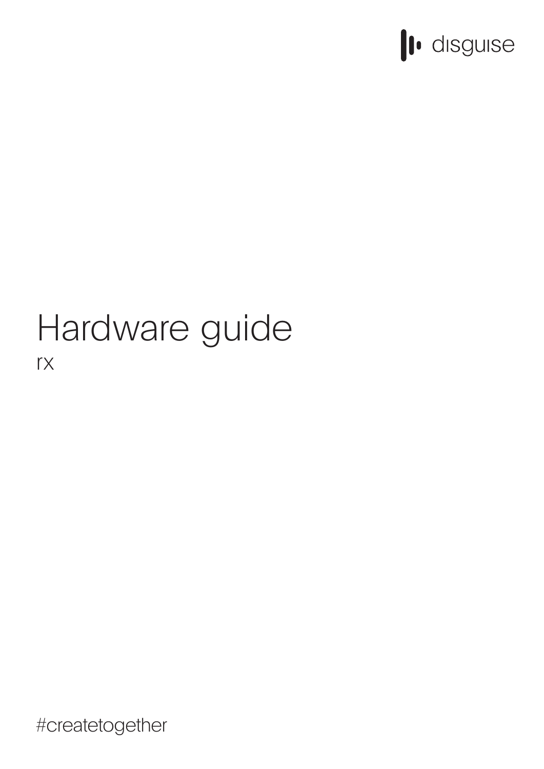disguise

# Hardware guide

rx

#createtogether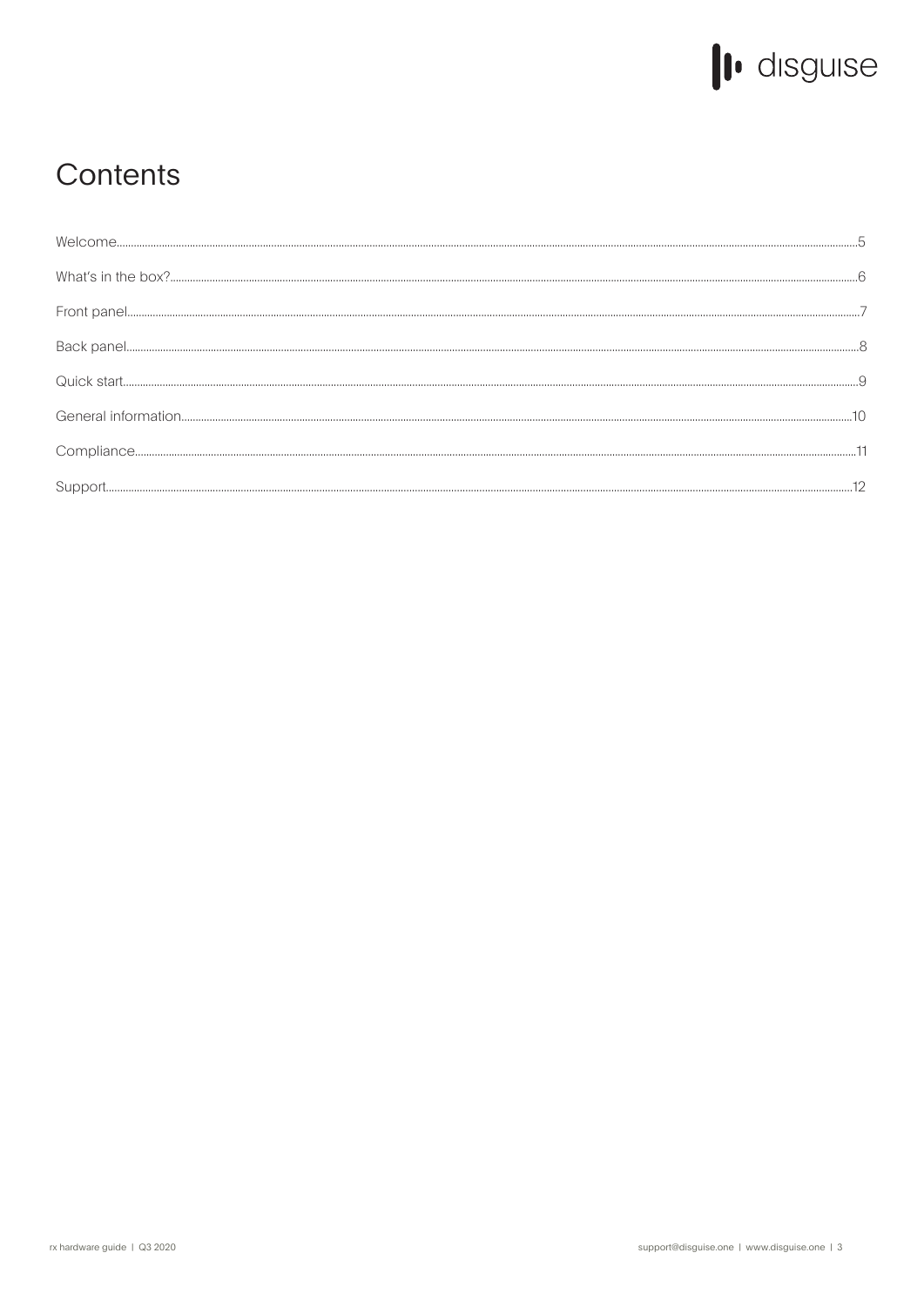# Contents

Welcome.....5

What's in the box?.....6

Front panel.....7

Back panel.....8

Quick start.....9

General information.....10

Compliance.....11

Support.....12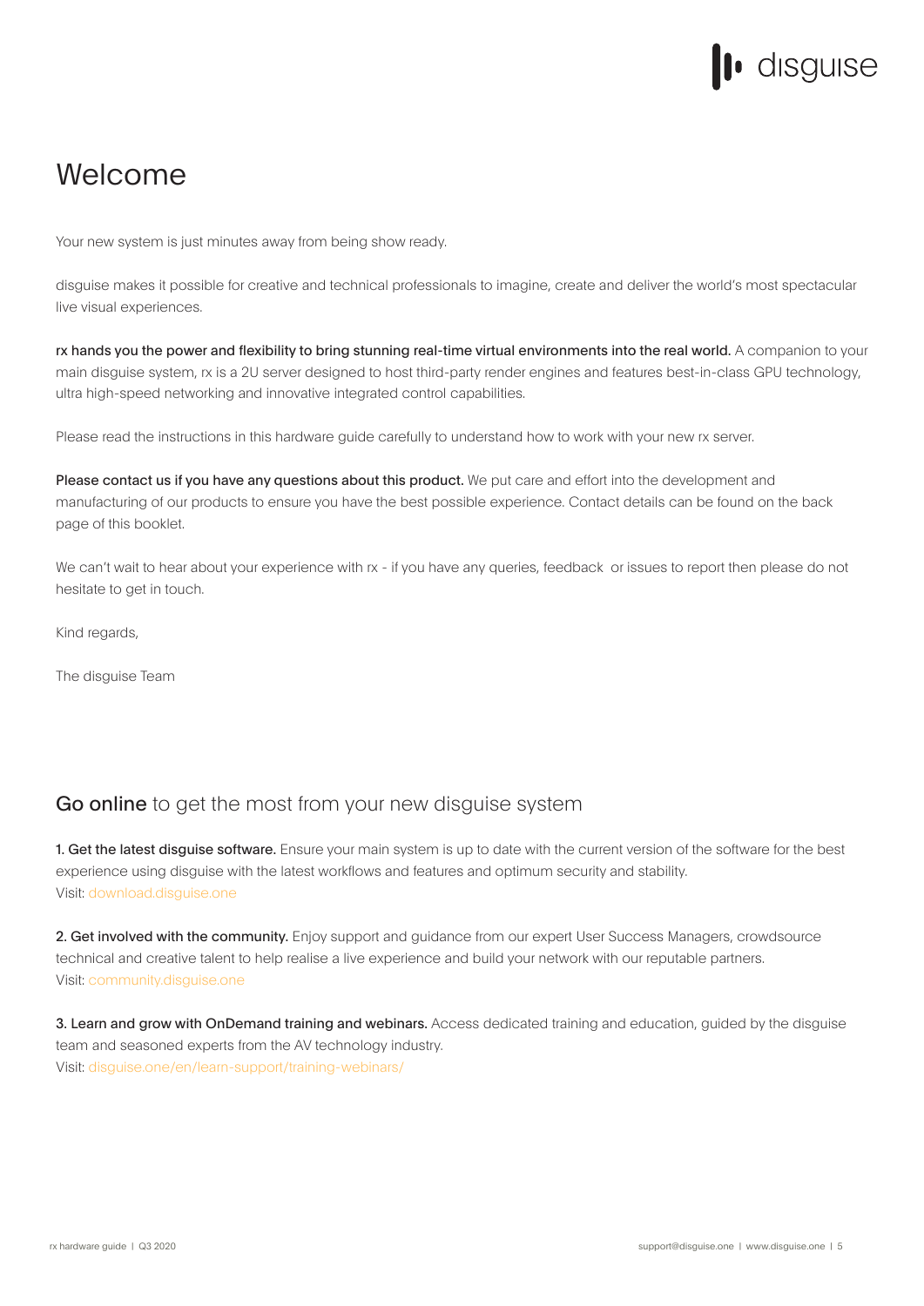# Welcome

Your new system is just minutes away from being show ready.

disguise makes it possible for creative and technical professionals to imagine, create and deliver the world's most spectacular live visual experiences.

**rx hands you the power and flexibility to bring stunning real-time virtual environments into the real world.** A companion to your main disguise system, rx is a 2U server designed to host third-party render engines and features best-in-class GPU technology, ultra high-speed networking and innovative integrated control capabilities.

Please read the instructions in this hardware guide carefully to understand how to work with your new rx server.

**Please contact us if you have any questions about this product.** We put care and effort into the development and manufacturing of our products to ensure you have the best possible experience. Contact details can be found on the back page of this booklet.

We can't wait to hear about your experience with rx - if you have any queries, feedback or issues to report then please do not hesitate to get in touch.

Kind regards,

The disguise Team

## **Go online** to get the most from your new disguise system

**1. Get the latest disguise software.** Ensure your main system is up to date with the current version of the software for the best experience using disguise with the latest workflows and features and optimum security and stability.
Visit: download.disguise.one

**2. Get involved with the community.** Enjoy support and guidance from our expert User Success Managers, crowdsource technical and creative talent to help realise a live experience and build your network with our reputable partners.
Visit: community.disguise.one

**3. Learn and grow with OnDemand training and webinars.** Access dedicated training and education, guided by the disguise team and seasoned experts from the AV technology industry.
Visit: disguise.one/en/learn-support/training-webinars/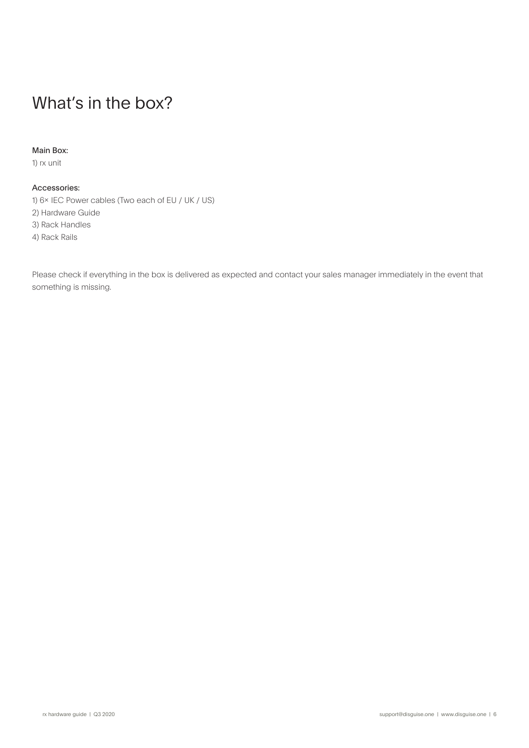# What's in the box?

**Main Box:**

1) rx unit

**Accessories:**

1) 6× IEC Power cables (Two each of EU / UK / US)
2) Hardware Guide
3) Rack Handles
4) Rack Rails

Please check if everything in the box is delivered as expected and contact your sales manager immediately in the event that something is missing.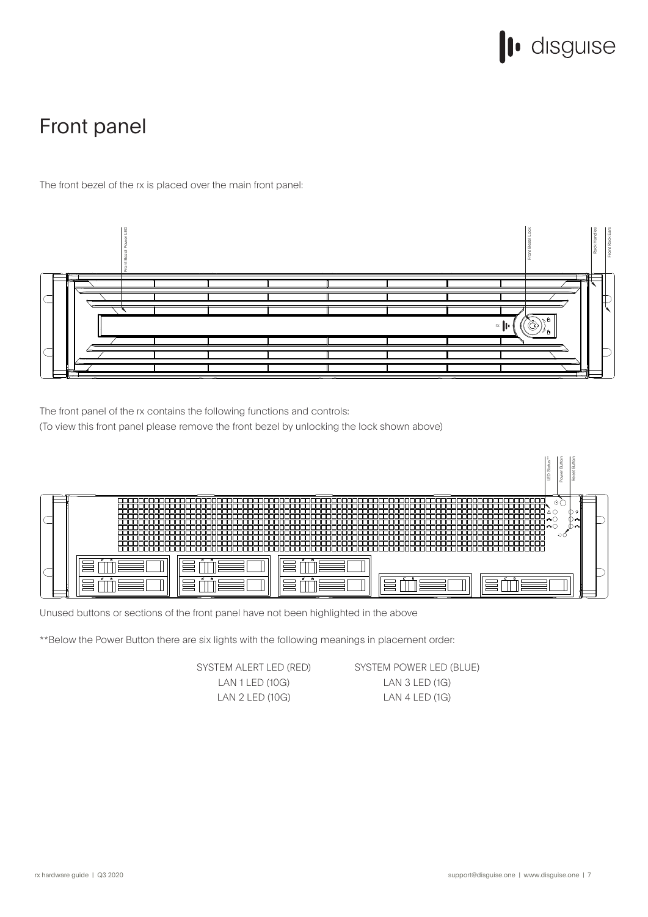# Front panel

The front bezel of the rx is placed over the main front panel:

The front panel of the rx contains the following functions and controls:
(To view this front panel please remove the front bezel by unlocking the lock shown above)

Unused buttons or sections of the front panel have not been highlighted in the above

**Below the Power Button there are six lights with the following meanings in placement order:

| | |
|---|---|
| SYSTEM ALERT LED (RED) | SYSTEM POWER LED (BLUE) |
| LAN 1 LED (10G) | LAN 3 LED (1G) |
| LAN 2 LED (10G) | LAN 4 LED (1G) |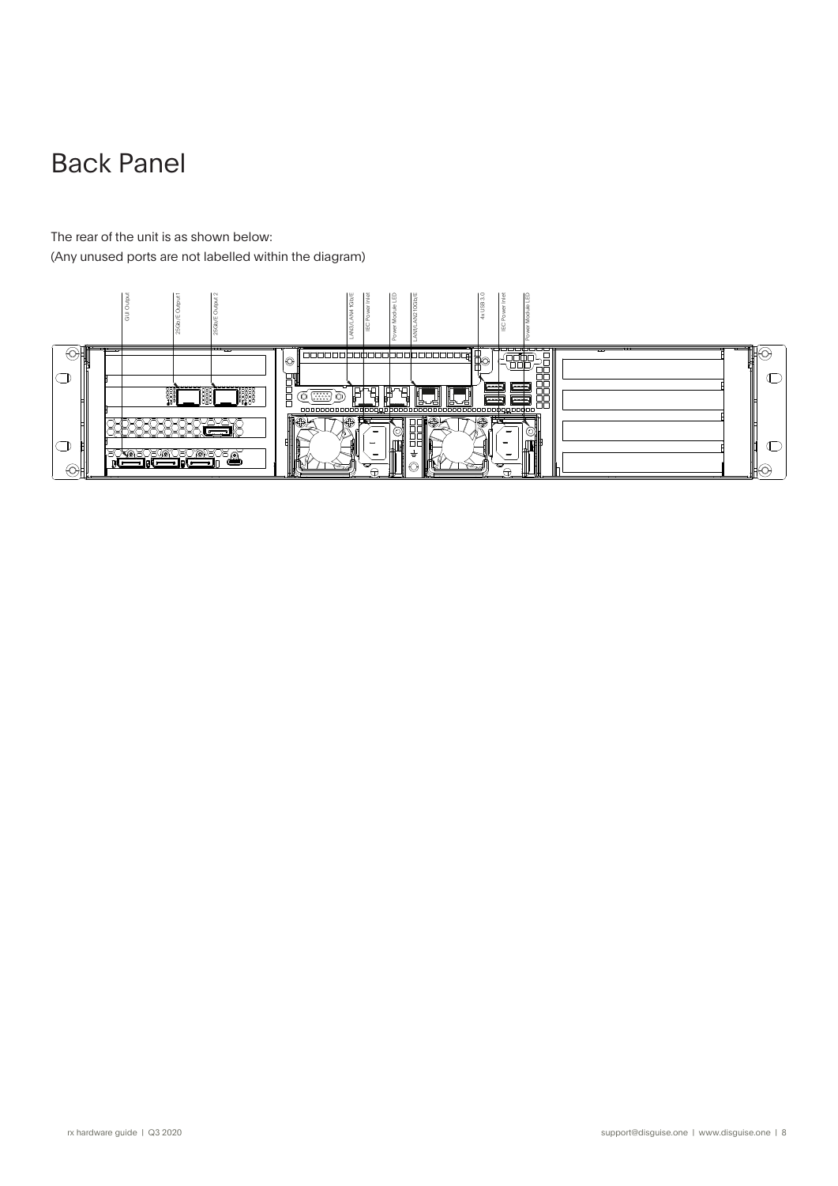# Back Panel

The rear of the unit is as shown below:
(Any unused ports are not labelled within the diagram)

GUI Output

25Gb/E Output 1

25Gb/E Output 2

LAN3/LAN4 1Gb/E

IEC Power Inlet

Power Module LED

LAN1/LAN2 10Gb/E

4x USB 3.0

IEC Power Inlet

Power Module LED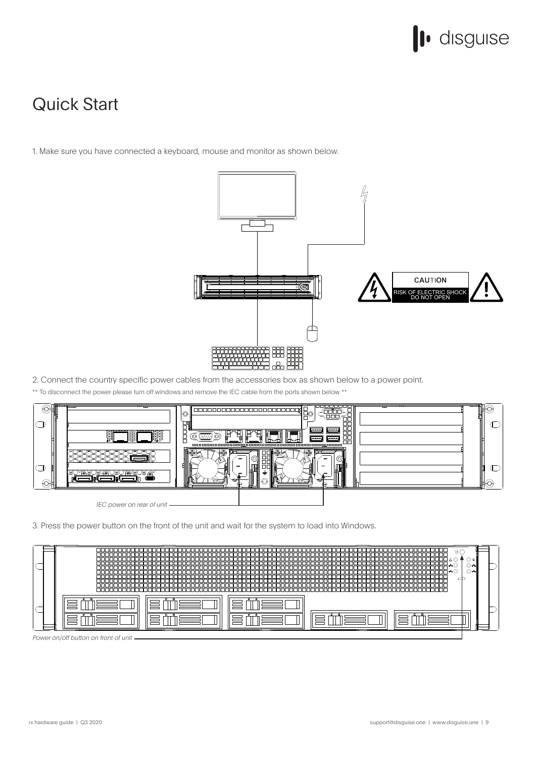# Quick Start

1. Make sure you have connected a keyboard, mouse and monitor as shown below.

CAUTION

RISK OF ELECTRIC SHOCK DO NOT OPEN

2. Connect the country specific power cables from the accessories box as shown below to a power point.

** To disconnect the power please turn off windows and remove the IEC cable from the ports shown below **

*IEC power on rear of unit*

3. Press the power button on the front of the unit and wait for the system to load into Windows.

*Power on/off button on front of unit*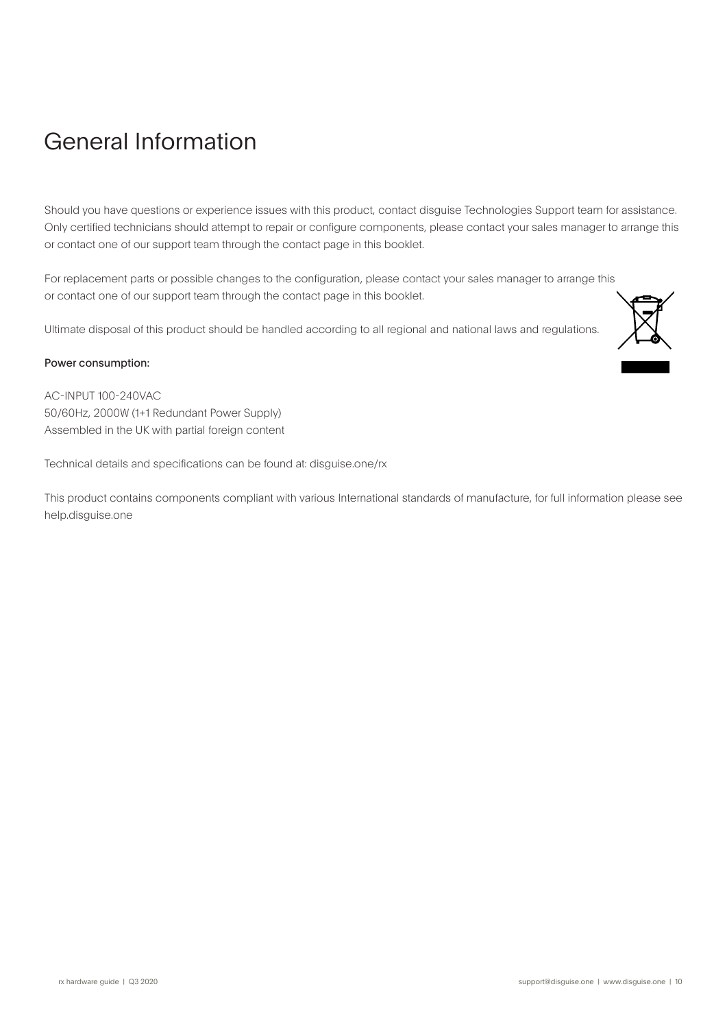# General Information

Should you have questions or experience issues with this product, contact disguise Technologies Support team for assistance. Only certified technicians should attempt to repair or configure components, please contact your sales manager to arrange this or contact one of our support team through the contact page in this booklet.

For replacement parts or possible changes to the configuration, please contact your sales manager to arrange this or contact one of our support team through the contact page in this booklet.

Ultimate disposal of this product should be handled according to all regional and national laws and regulations.

**Power consumption:**

AC-INPUT 100-240VAC
50/60Hz, 2000W (1+1 Redundant Power Supply)
Assembled in the UK with partial foreign content

Technical details and specifications can be found at: disguise.one/rx

This product contains components compliant with various International standards of manufacture, for full information please see help.disguise.one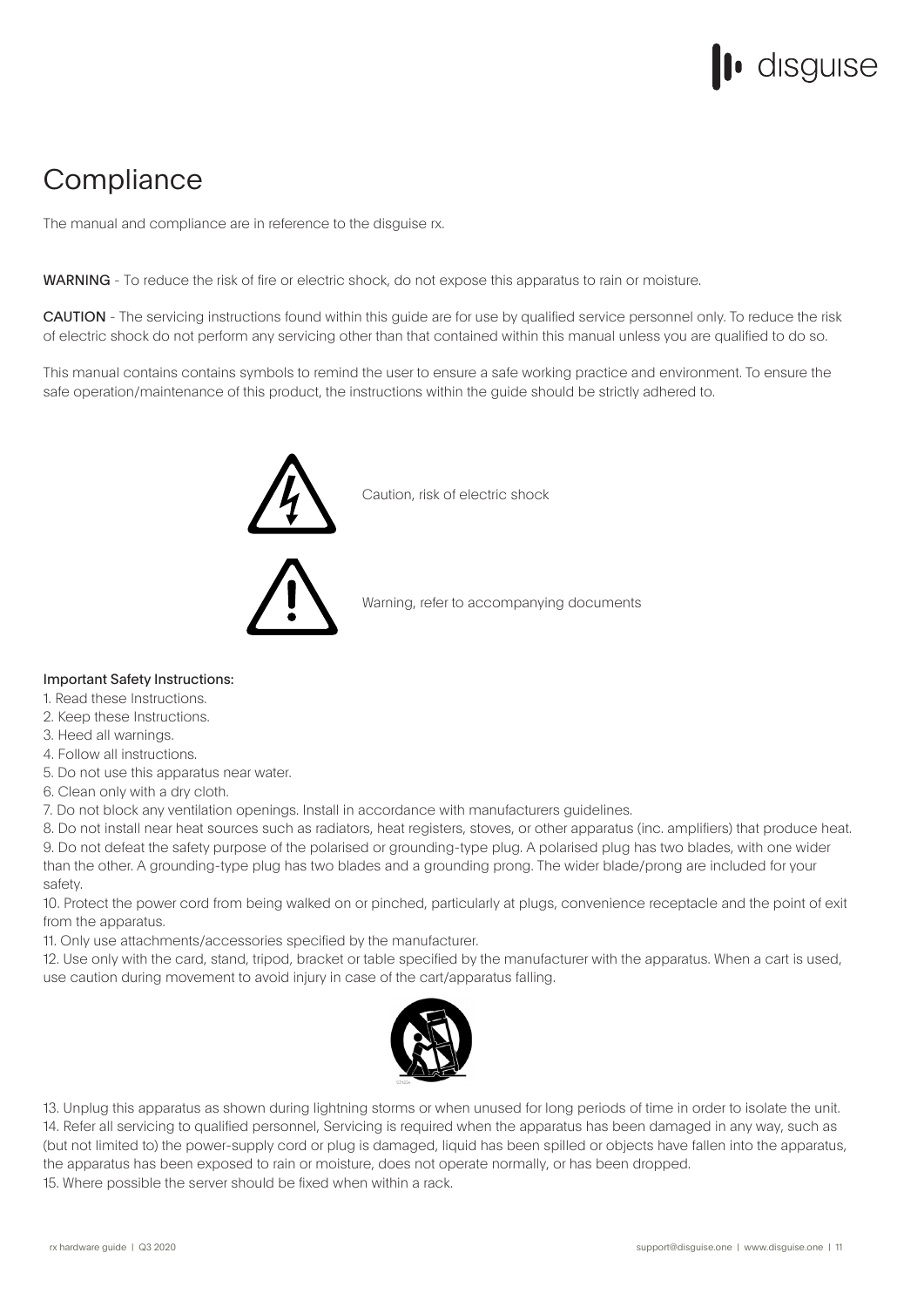# Compliance

The manual and compliance are in reference to the disguise rx.

**WARNING** - To reduce the risk of fire or electric shock, do not expose this apparatus to rain or moisture.

**CAUTION** - The servicing instructions found within this guide are for use by qualified service personnel only. To reduce the risk of electric shock do not perform any servicing other than that contained within this manual unless you are qualified to do so.

This manual contains contains symbols to remind the user to ensure a safe working practice and environment. To ensure the safe operation/maintenance of this product, the instructions within the guide should be strictly adhered to.

Caution, risk of electric shock

Warning, refer to accompanying documents

**Important Safety Instructions:**

1. Read these Instructions.
2. Keep these Instructions.
3. Heed all warnings.
4. Follow all instructions.
5. Do not use this apparatus near water.
6. Clean only with a dry cloth.
7. Do not block any ventilation openings. Install in accordance with manufacturers guidelines.
8. Do not install near heat sources such as radiators, heat registers, stoves, or other apparatus (inc. amplifiers) that produce heat.
9. Do not defeat the safety purpose of the polarised or grounding-type plug. A polarised plug has two blades, with one wider than the other. A grounding-type plug has two blades and a grounding prong. The wider blade/prong are included for your safety.
10. Protect the power cord from being walked on or pinched, particularly at plugs, convenience receptacle and the point of exit from the apparatus.
11. Only use attachments/accessories specified by the manufacturer.
12. Use only with the card, stand, tripod, bracket or table specified by the manufacturer with the apparatus. When a cart is used, use caution during movement to avoid injury in case of the cart/apparatus falling.
13. Unplug this apparatus as shown during lightning storms or when unused for long periods of time in order to isolate the unit.
14. Refer all servicing to qualified personnel, Servicing is required when the apparatus has been damaged in any way, such as (but not limited to) the power-supply cord or plug is damaged, liquid has been spilled or objects have fallen into the apparatus, the apparatus has been exposed to rain or moisture, does not operate normally, or has been dropped.
15. Where possible the server should be fixed when within a rack.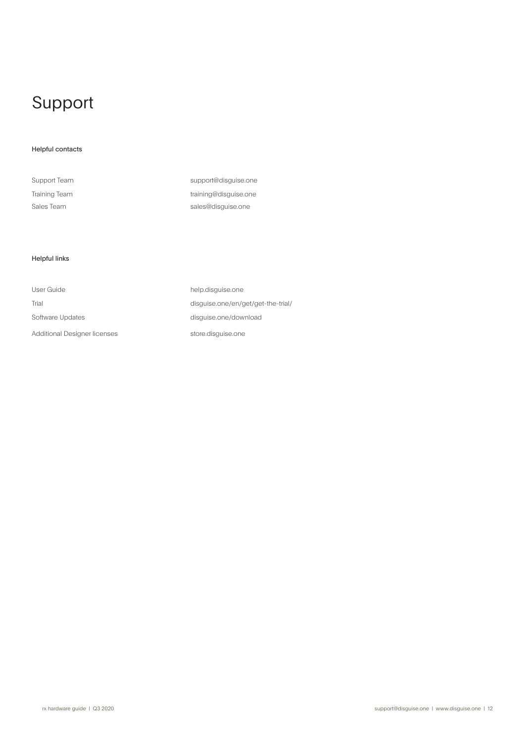# Support

### Helpful contacts

| | |
|---|---|
| Support Team | support@disguise.one |
| Training Team | training@disguise.one |
| Sales Team | sales@disguise.one |

### Helpful links

| | |
|---|---|
| User Guide | help.disguise.one |
| Trial | disguise.one/en/get/get-the-trial/ |
| Software Updates | disguise.one/download |
| Additional Designer licenses | store.disguise.one |